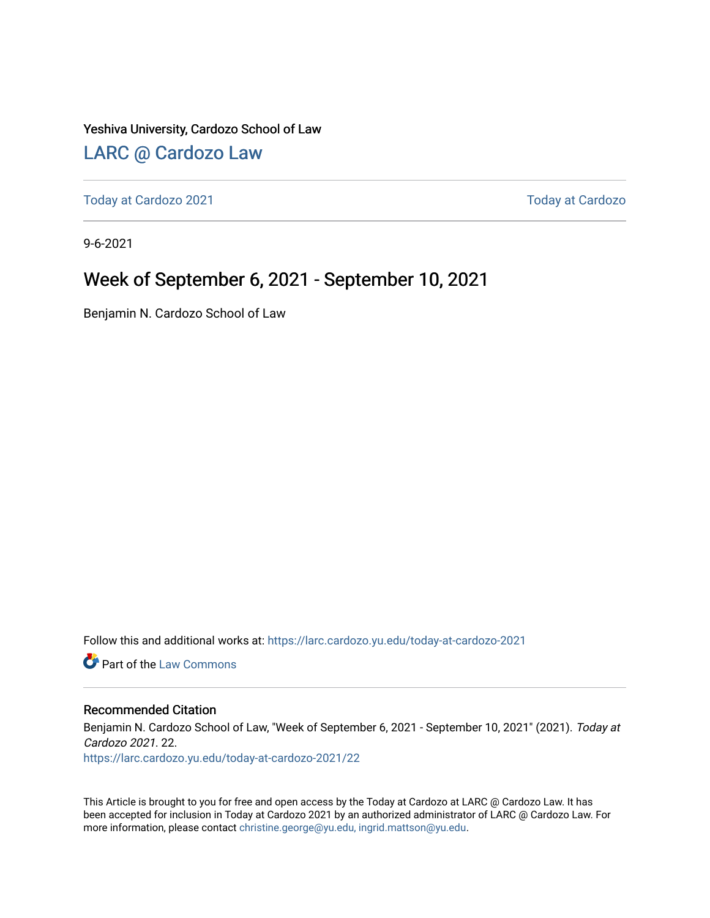Yeshiva University, Cardozo School of Law

# LARC @ Cardozo Law

Today at Cardozo 2021 | Today at Cardozo

9-6-2021

## Week of September 6, 2021 - September 10, 2021

Benjamin N. Cardozo School of Law

Follow this and additional works at: https://larc.cardozo.yu.edu/today-at-cardozo-2021

Part of the Law Commons

### Recommended Citation

Benjamin N. Cardozo School of Law, "Week of September 6, 2021 - September 10, 2021" (2021). *Today at Cardozo 2021*. 22.
https://larc.cardozo.yu.edu/today-at-cardozo-2021/22

This Article is brought to you for free and open access by the Today at Cardozo at LARC @ Cardozo Law. It has been accepted for inclusion in Today at Cardozo 2021 by an authorized administrator of LARC @ Cardozo Law. For more information, please contact christine.george@yu.edu, ingrid.mattson@yu.edu.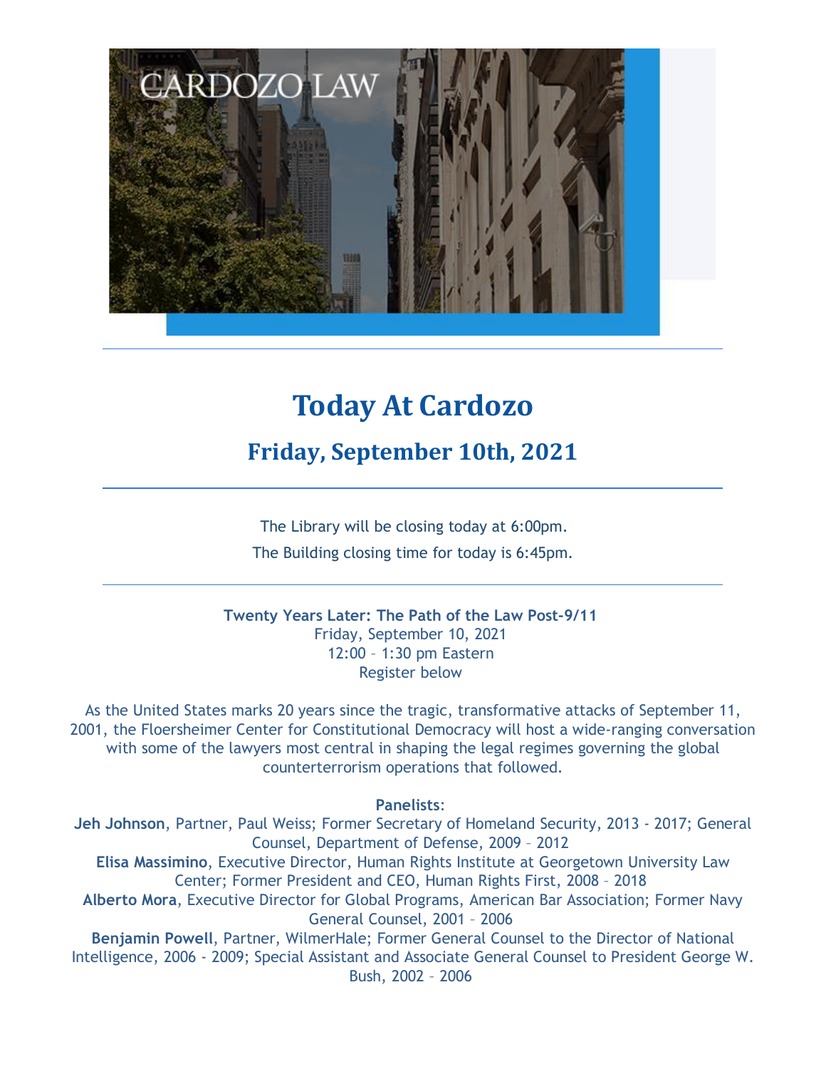# Today At Cardozo

## Friday, September 10th, 2021

---

The Library will be closing today at 6:00pm.

The Building closing time for today is 6:45pm.

---

**Twenty Years Later: The Path of the Law Post-9/11**
Friday, September 10, 2021
12:00 – 1:30 pm Eastern
Register below

As the United States marks 20 years since the tragic, transformative attacks of September 11, 2001, the Floersheimer Center for Constitutional Democracy will host a wide-ranging conversation with some of the lawyers most central in shaping the legal regimes governing the global counterterrorism operations that followed.

**Panelists**:

**Jeh Johnson**, Partner, Paul Weiss; Former Secretary of Homeland Security, 2013 - 2017; General Counsel, Department of Defense, 2009 – 2012

**Elisa Massimino**, Executive Director, Human Rights Institute at Georgetown University Law Center; Former President and CEO, Human Rights First, 2008 – 2018

**Alberto Mora**, Executive Director for Global Programs, American Bar Association; Former Navy General Counsel, 2001 – 2006

**Benjamin Powell**, Partner, WilmerHale; Former General Counsel to the Director of National Intelligence, 2006 - 2009; Special Assistant and Associate General Counsel to President George W. Bush, 2002 – 2006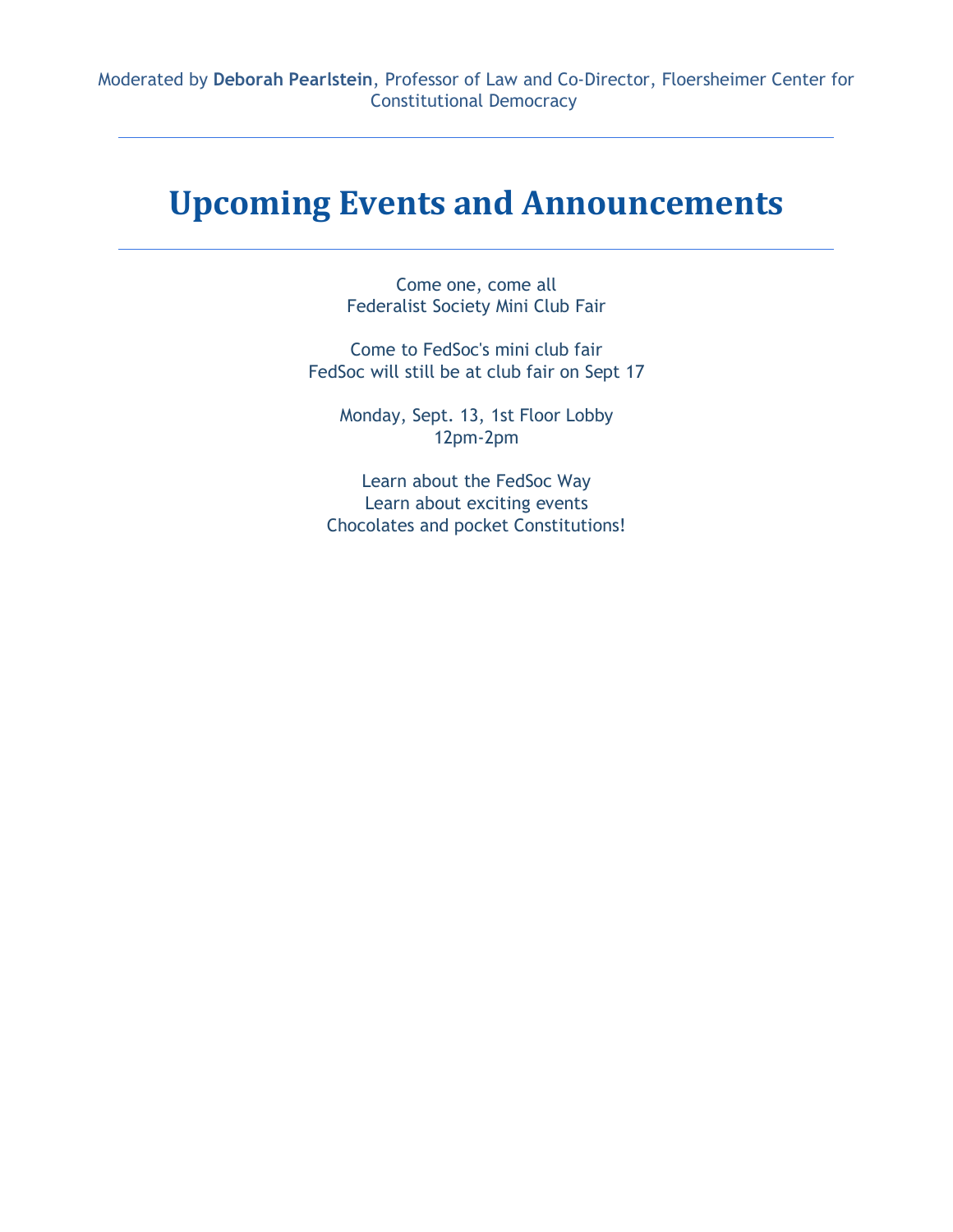Moderated by **Deborah Pearlstein**, Professor of Law and Co-Director, Floersheimer Center for Constitutional Democracy

---

# Upcoming Events and Announcements

---

Come one, come all
Federalist Society Mini Club Fair

Come to FedSoc's mini club fair
FedSoc will still be at club fair on Sept 17

Monday, Sept. 13, 1st Floor Lobby
12pm-2pm

Learn about the FedSoc Way
Learn about exciting events
Chocolates and pocket Constitutions!